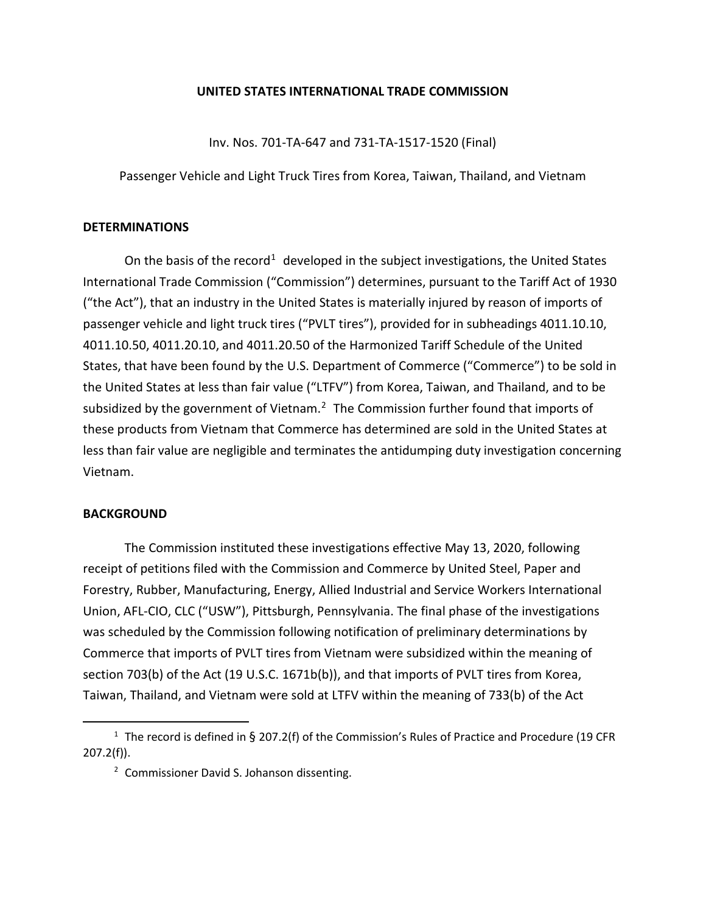**UNITED STATES INTERNATIONAL TRADE COMMISSION**

Inv. Nos. 701-TA-647 and 731-TA-1517-1520 (Final)

Passenger Vehicle and Light Truck Tires from Korea, Taiwan, Thailand, and Vietnam

## DETERMINATIONS

On the basis of the record[1] developed in the subject investigations, the United States International Trade Commission ("Commission") determines, pursuant to the Tariff Act of 1930 ("the Act"), that an industry in the United States is materially injured by reason of imports of passenger vehicle and light truck tires ("PVLT tires"), provided for in subheadings 4011.10.10, 4011.10.50, 4011.20.10, and 4011.20.50 of the Harmonized Tariff Schedule of the United States, that have been found by the U.S. Department of Commerce ("Commerce") to be sold in the United States at less than fair value ("LTFV") from Korea, Taiwan, and Thailand, and to be subsidized by the government of Vietnam.[2] The Commission further found that imports of these products from Vietnam that Commerce has determined are sold in the United States at less than fair value are negligible and terminates the antidumping duty investigation concerning Vietnam.

## BACKGROUND

The Commission instituted these investigations effective May 13, 2020, following receipt of petitions filed with the Commission and Commerce by United Steel, Paper and Forestry, Rubber, Manufacturing, Energy, Allied Industrial and Service Workers International Union, AFL-CIO, CLC ("USW"), Pittsburgh, Pennsylvania. The final phase of the investigations was scheduled by the Commission following notification of preliminary determinations by Commerce that imports of PVLT tires from Vietnam were subsidized within the meaning of section 703(b) of the Act (19 U.S.C. 1671b(b)), and that imports of PVLT tires from Korea, Taiwan, Thailand, and Vietnam were sold at LTFV within the meaning of 733(b) of the Act

---

[1] The record is defined in § 207.2(f) of the Commission's Rules of Practice and Procedure (19 CFR 207.2(f)).

[2] Commissioner David S. Johanson dissenting.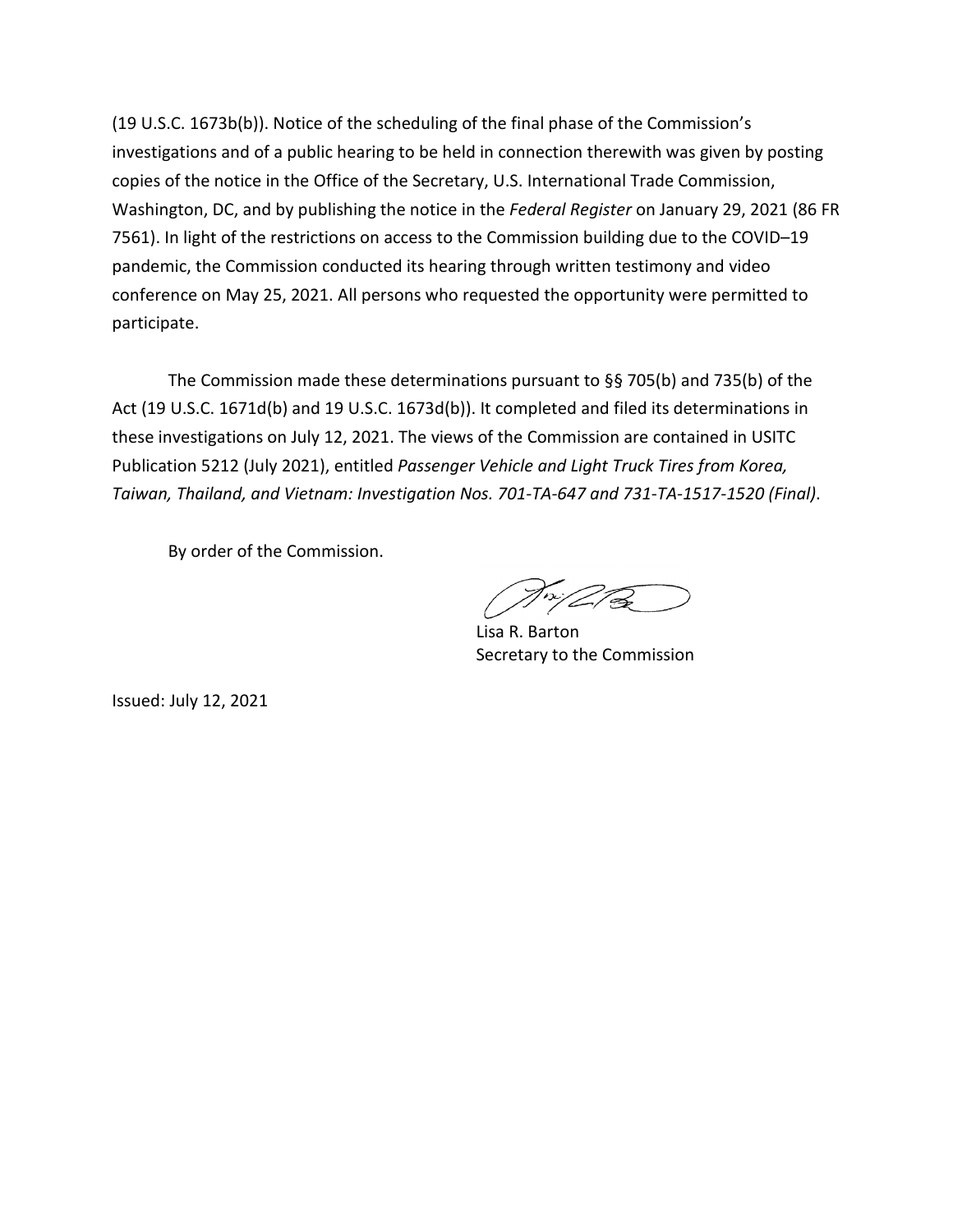(19 U.S.C. 1673b(b)). Notice of the scheduling of the final phase of the Commission's investigations and of a public hearing to be held in connection therewith was given by posting copies of the notice in the Office of the Secretary, U.S. International Trade Commission, Washington, DC, and by publishing the notice in the *Federal Register* on January 29, 2021 (86 FR 7561). In light of the restrictions on access to the Commission building due to the COVID–19 pandemic, the Commission conducted its hearing through written testimony and video conference on May 25, 2021. All persons who requested the opportunity were permitted to participate.

The Commission made these determinations pursuant to §§ 705(b) and 735(b) of the Act (19 U.S.C. 1671d(b) and 19 U.S.C. 1673d(b)). It completed and filed its determinations in these investigations on July 12, 2021. The views of the Commission are contained in USITC Publication 5212 (July 2021), entitled *Passenger Vehicle and Light Truck Tires from Korea, Taiwan, Thailand, and Vietnam: Investigation Nos. 701-TA-647 and 731-TA-1517-1520 (Final)*.

By order of the Commission.

Lisa R. Barton
Secretary to the Commission

Issued: July 12, 2021